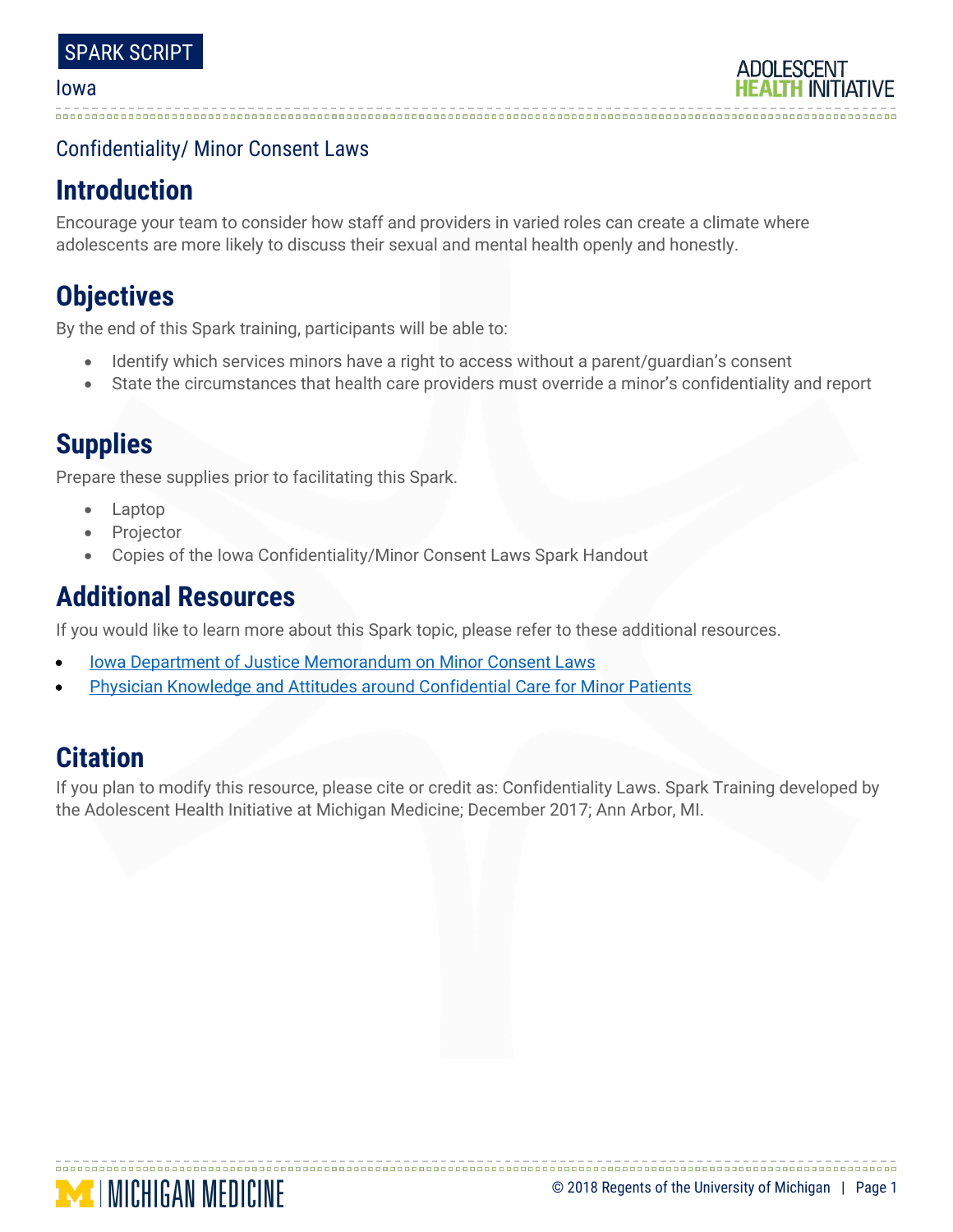SPARK SCRIPT

Iowa

ADOLESCENT HEALTH INITIATIVE

Confidentiality/ Minor Consent Laws

## Introduction

Encourage your team to consider how staff and providers in varied roles can create a climate where adolescents are more likely to discuss their sexual and mental health openly and honestly.

## Objectives

By the end of this Spark training, participants will be able to:

- Identify which services minors have a right to access without a parent/guardian's consent
- State the circumstances that health care providers must override a minor's confidentiality and report

## Supplies

Prepare these supplies prior to facilitating this Spark.

- Laptop
- Projector
- Copies of the Iowa Confidentiality/Minor Consent Laws Spark Handout

## Additional Resources

If you would like to learn more about this Spark topic, please refer to these additional resources.

- Iowa Department of Justice Memorandum on Minor Consent Laws
- Physician Knowledge and Attitudes around Confidential Care for Minor Patients

## Citation

If you plan to modify this resource, please cite or credit as: Confidentiality Laws. Spark Training developed by the Adolescent Health Initiative at Michigan Medicine; December 2017; Ann Arbor, MI.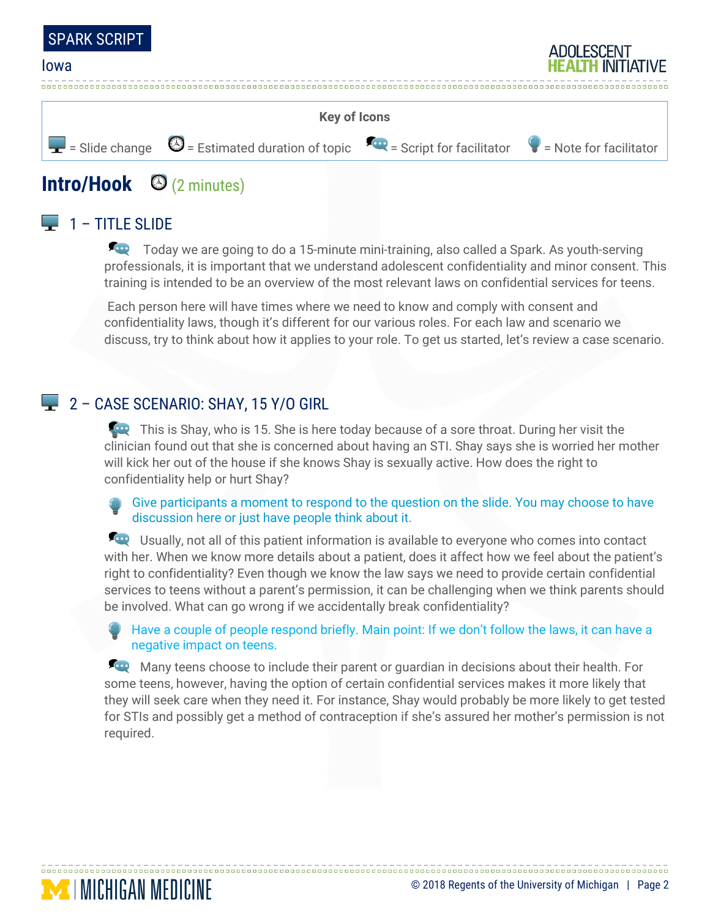**Key of Icons**

= Slide change = Estimated duration of topic = Script for facilitator = Note for facilitator

## Intro/Hook (2 minutes)

### 1 – TITLE SLIDE

Today we are going to do a 15-minute mini-training, also called a Spark. As youth-serving professionals, it is important that we understand adolescent confidentiality and minor consent. This training is intended to be an overview of the most relevant laws on confidential services for teens.

Each person here will have times where we need to know and comply with consent and confidentiality laws, though it's different for our various roles. For each law and scenario we discuss, try to think about how it applies to your role. To get us started, let's review a case scenario.

### 2 – CASE SCENARIO: SHAY, 15 Y/O GIRL

This is Shay, who is 15. She is here today because of a sore throat. During her visit the clinician found out that she is concerned about having an STI. Shay says she is worried her mother will kick her out of the house if she knows Shay is sexually active. How does the right to confidentiality help or hurt Shay?

Give participants a moment to respond to the question on the slide. You may choose to have discussion here or just have people think about it.

Usually, not all of this patient information is available to everyone who comes into contact with her. When we know more details about a patient, does it affect how we feel about the patient's right to confidentiality? Even though we know the law says we need to provide certain confidential services to teens without a parent's permission, it can be challenging when we think parents should be involved. What can go wrong if we accidentally break confidentiality?

Have a couple of people respond briefly. Main point: If we don't follow the laws, it can have a negative impact on teens.

Many teens choose to include their parent or guardian in decisions about their health. For some teens, however, having the option of certain confidential services makes it more likely that they will seek care when they need it. For instance, Shay would probably be more likely to get tested for STIs and possibly get a method of contraception if she's assured her mother's permission is not required.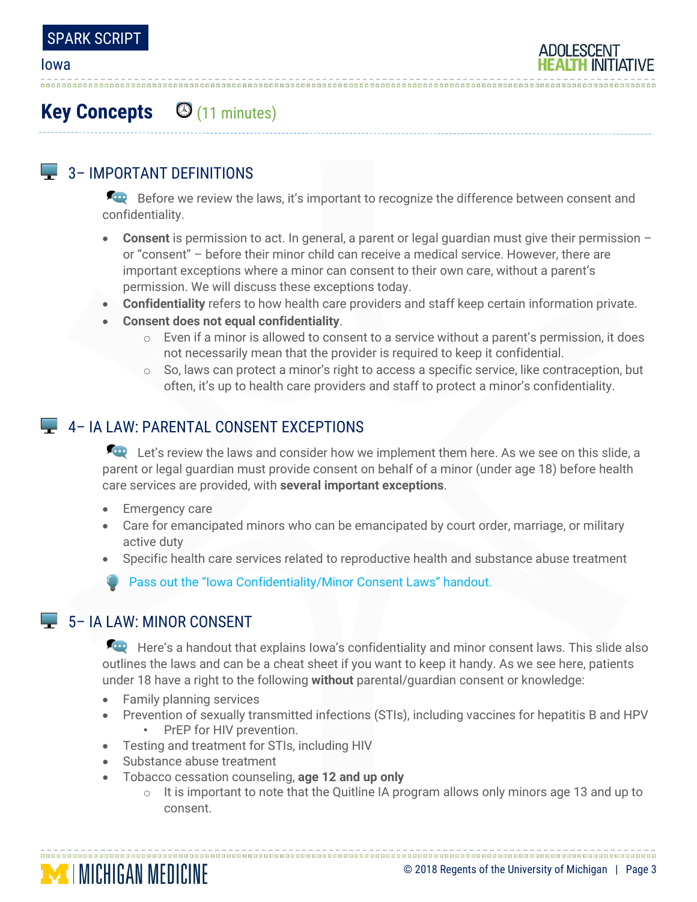## Key Concepts (11 minutes)

### 3– IMPORTANT DEFINITIONS

Before we review the laws, it's important to recognize the difference between consent and confidentiality.

- **Consent** is permission to act. In general, a parent or legal guardian must give their permission – or "consent" – before their minor child can receive a medical service. However, there are important exceptions where a minor can consent to their own care, without a parent's permission. We will discuss these exceptions today.
- **Confidentiality** refers to how health care providers and staff keep certain information private.
- **Consent does not equal confidentiality**.
  - Even if a minor is allowed to consent to a service without a parent's permission, it does not necessarily mean that the provider is required to keep it confidential.
  - So, laws can protect a minor's right to access a specific service, like contraception, but often, it's up to health care providers and staff to protect a minor's confidentiality.

### 4– IA LAW: PARENTAL CONSENT EXCEPTIONS

Let's review the laws and consider how we implement them here. As we see on this slide, a parent or legal guardian must provide consent on behalf of a minor (under age 18) before health care services are provided, with **several important exceptions**.

- Emergency care
- Care for emancipated minors who can be emancipated by court order, marriage, or military active duty
- Specific health care services related to reproductive health and substance abuse treatment

Pass out the "Iowa Confidentiality/Minor Consent Laws" handout.

### 5– IA LAW: MINOR CONSENT

Here's a handout that explains Iowa's confidentiality and minor consent laws. This slide also outlines the laws and can be a cheat sheet if you want to keep it handy. As we see here, patients under 18 have a right to the following **without** parental/guardian consent or knowledge:

- Family planning services
- Prevention of sexually transmitted infections (STIs), including vaccines for hepatitis B and HPV
  - PrEP for HIV prevention.
- Testing and treatment for STIs, including HIV
- Substance abuse treatment
- Tobacco cessation counseling, **age 12 and up only**
  - It is important to note that the Quitline IA program allows only minors age 13 and up to consent.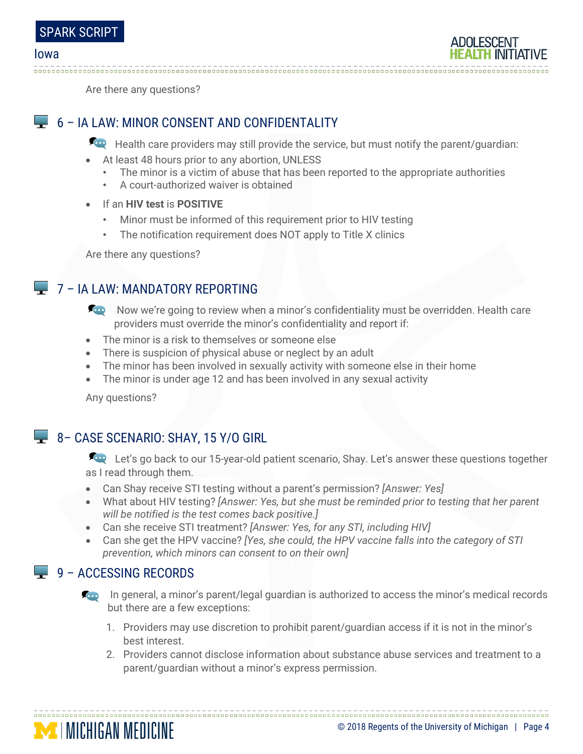Are there any questions?

## 6 – IA LAW: MINOR CONSENT AND CONFIDENTALITY

Health care providers may still provide the service, but must notify the parent/guardian:

- At least 48 hours prior to any abortion, UNLESS
  - The minor is a victim of abuse that has been reported to the appropriate authorities
  - A court-authorized waiver is obtained
- If an **HIV test** is **POSITIVE**
  - Minor must be informed of this requirement prior to HIV testing
  - The notification requirement does NOT apply to Title X clinics

Are there any questions?

## 7 – IA LAW: MANDATORY REPORTING

Now we're going to review when a minor's confidentiality must be overridden. Health care providers must override the minor's confidentiality and report if:

- The minor is a risk to themselves or someone else
- There is suspicion of physical abuse or neglect by an adult
- The minor has been involved in sexually activity with someone else in their home
- The minor is under age 12 and has been involved in any sexual activity

Any questions?

## 8– CASE SCENARIO: SHAY, 15 Y/O GIRL

Let's go back to our 15-year-old patient scenario, Shay. Let's answer these questions together as I read through them.

- Can Shay receive STI testing without a parent's permission? *[Answer: Yes]*
- What about HIV testing? *[Answer: Yes, but she must be reminded prior to testing that her parent will be notified is the test comes back positive.]*
- Can she receive STI treatment? *[Answer: Yes, for any STI, including HIV]*
- Can she get the HPV vaccine? *[Yes, she could, the HPV vaccine falls into the category of STI prevention, which minors can consent to on their own]*

## 9 – ACCESSING RECORDS

In general, a minor's parent/legal guardian is authorized to access the minor's medical records but there are a few exceptions:

1. Providers may use discretion to prohibit parent/guardian access if it is not in the minor's best interest.
2. Providers cannot disclose information about substance abuse services and treatment to a parent/guardian without a minor's express permission.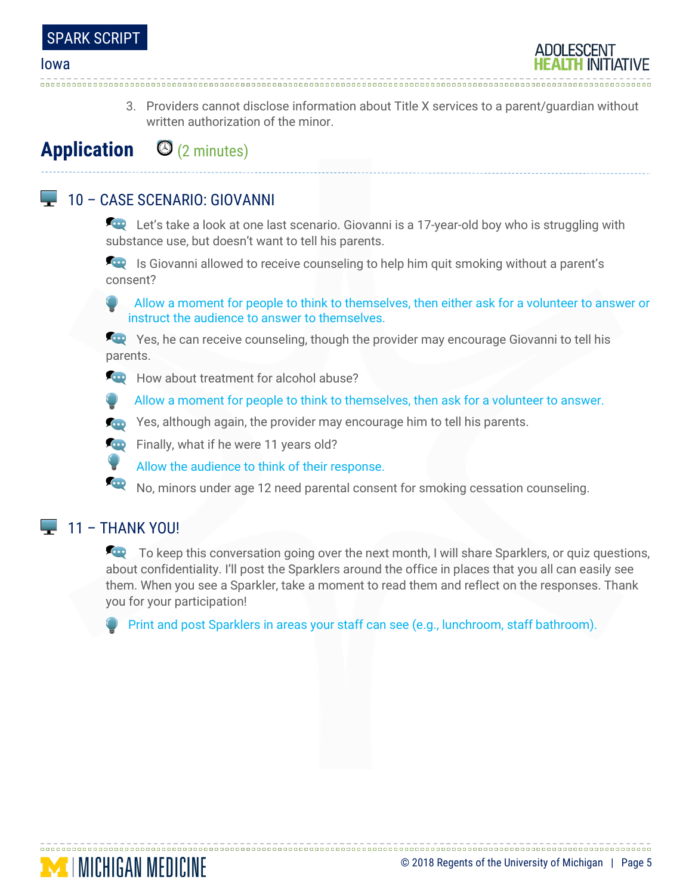3. Providers cannot disclose information about Title X services to a parent/guardian without written authorization of the minor.

## Application (2 minutes)

### 10 – CASE SCENARIO: GIOVANNI

Let's take a look at one last scenario. Giovanni is a 17-year-old boy who is struggling with substance use, but doesn't want to tell his parents.

Is Giovanni allowed to receive counseling to help him quit smoking without a parent's consent?

Allow a moment for people to think to themselves, then either ask for a volunteer to answer or instruct the audience to answer to themselves.

Yes, he can receive counseling, though the provider may encourage Giovanni to tell his parents.

How about treatment for alcohol abuse?

Allow a moment for people to think to themselves, then ask for a volunteer to answer.

Yes, although again, the provider may encourage him to tell his parents.

Finally, what if he were 11 years old?

Allow the audience to think of their response.

No, minors under age 12 need parental consent for smoking cessation counseling.

### 11 – THANK YOU!

To keep this conversation going over the next month, I will share Sparklers, or quiz questions, about confidentiality. I'll post the Sparklers around the office in places that you all can easily see them. When you see a Sparkler, take a moment to read them and reflect on the responses. Thank you for your participation!

Print and post Sparklers in areas your staff can see (e.g., lunchroom, staff bathroom).